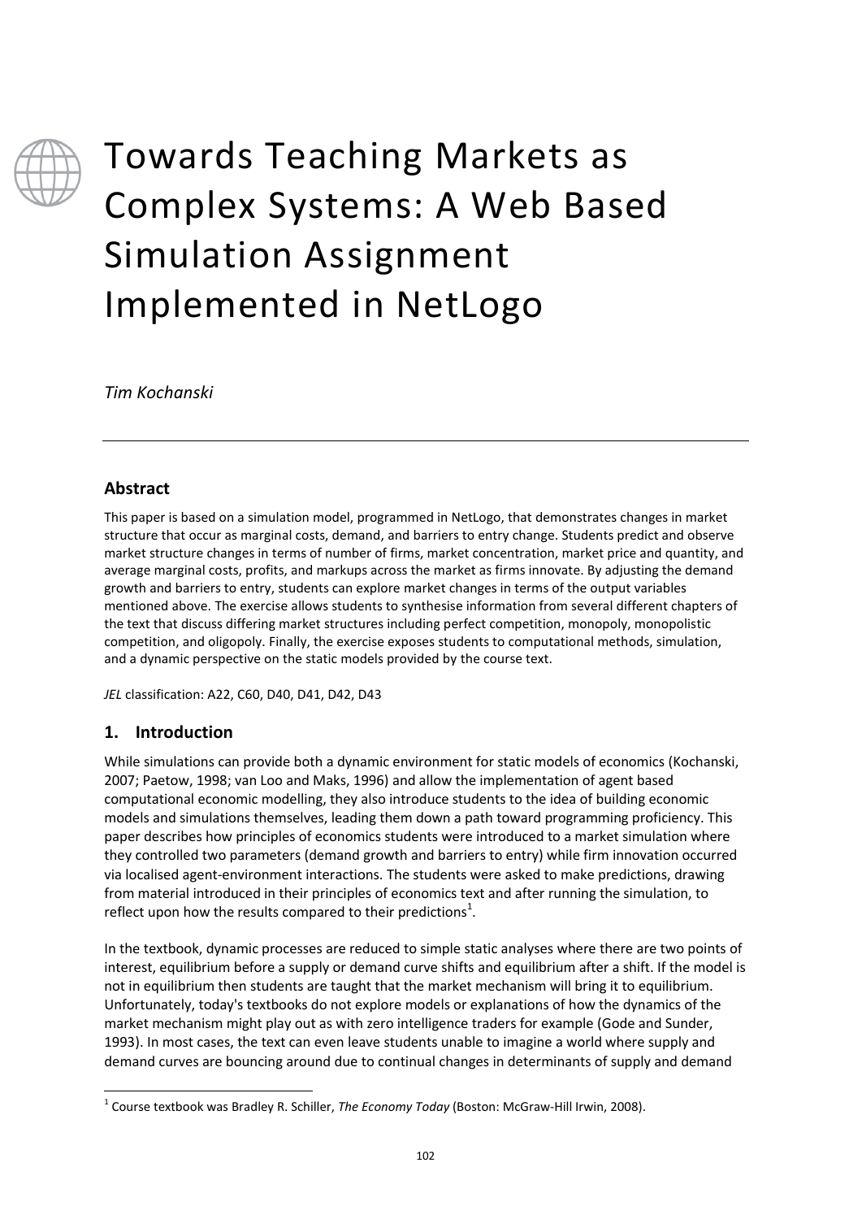# Towards Teaching Markets as Complex Systems: A Web Based Simulation Assignment Implemented in NetLogo

*Tim Kochanski*

## Abstract

This paper is based on a simulation model, programmed in NetLogo, that demonstrates changes in market structure that occur as marginal costs, demand, and barriers to entry change. Students predict and observe market structure changes in terms of number of firms, market concentration, market price and quantity, and average marginal costs, profits, and markups across the market as firms innovate. By adjusting the demand growth and barriers to entry, students can explore market changes in terms of the output variables mentioned above. The exercise allows students to synthesise information from several different chapters of the text that discuss differing market structures including perfect competition, monopoly, monopolistic competition, and oligopoly. Finally, the exercise exposes students to computational methods, simulation, and a dynamic perspective on the static models provided by the course text.

*JEL* classification: A22, C60, D40, D41, D42, D43

## 1. Introduction

While simulations can provide both a dynamic environment for static models of economics (Kochanski, 2007; Paetow, 1998; van Loo and Maks, 1996) and allow the implementation of agent based computational economic modelling, they also introduce students to the idea of building economic models and simulations themselves, leading them down a path toward programming proficiency. This paper describes how principles of economics students were introduced to a market simulation where they controlled two parameters (demand growth and barriers to entry) while firm innovation occurred via localised agent-environment interactions. The students were asked to make predictions, drawing from material introduced in their principles of economics text and after running the simulation, to reflect upon how the results compared to their predictions[1].

In the textbook, dynamic processes are reduced to simple static analyses where there are two points of interest, equilibrium before a supply or demand curve shifts and equilibrium after a shift. If the model is not in equilibrium then students are taught that the market mechanism will bring it to equilibrium. Unfortunately, today's textbooks do not explore models or explanations of how the dynamics of the market mechanism might play out as with zero intelligence traders for example (Gode and Sunder, 1993). In most cases, the text can even leave students unable to imagine a world where supply and demand curves are bouncing around due to continual changes in determinants of supply and demand

[1] Course textbook was Bradley R. Schiller, *The Economy Today* (Boston: McGraw-Hill Irwin, 2008).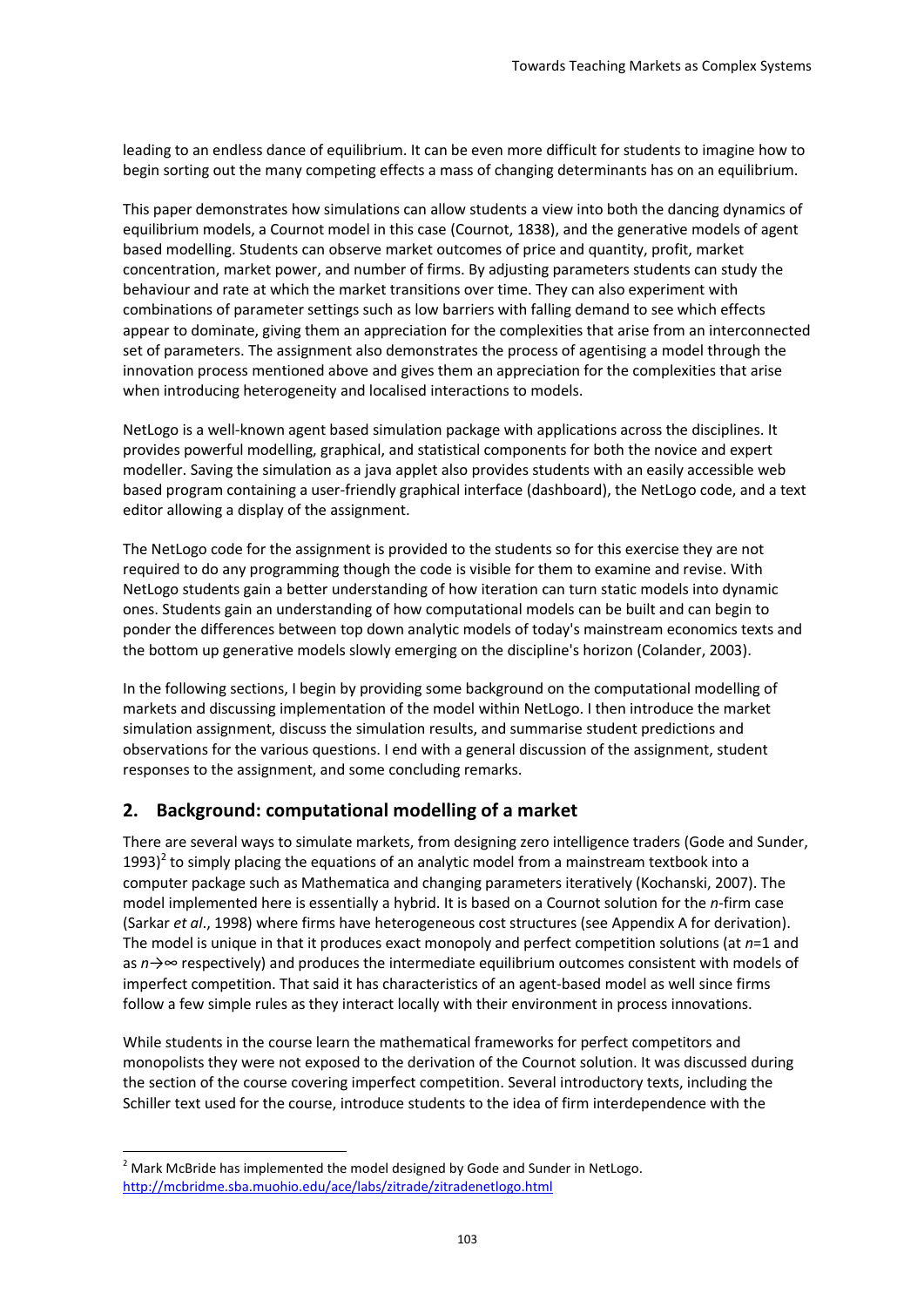leading to an endless dance of equilibrium. It can be even more difficult for students to imagine how to begin sorting out the many competing effects a mass of changing determinants has on an equilibrium.

This paper demonstrates how simulations can allow students a view into both the dancing dynamics of equilibrium models, a Cournot model in this case (Cournot, 1838), and the generative models of agent based modelling. Students can observe market outcomes of price and quantity, profit, market concentration, market power, and number of firms. By adjusting parameters students can study the behaviour and rate at which the market transitions over time. They can also experiment with combinations of parameter settings such as low barriers with falling demand to see which effects appear to dominate, giving them an appreciation for the complexities that arise from an interconnected set of parameters. The assignment also demonstrates the process of agentising a model through the innovation process mentioned above and gives them an appreciation for the complexities that arise when introducing heterogeneity and localised interactions to models.

NetLogo is a well-known agent based simulation package with applications across the disciplines. It provides powerful modelling, graphical, and statistical components for both the novice and expert modeller. Saving the simulation as a java applet also provides students with an easily accessible web based program containing a user-friendly graphical interface (dashboard), the NetLogo code, and a text editor allowing a display of the assignment.

The NetLogo code for the assignment is provided to the students so for this exercise they are not required to do any programming though the code is visible for them to examine and revise. With NetLogo students gain a better understanding of how iteration can turn static models into dynamic ones. Students gain an understanding of how computational models can be built and can begin to ponder the differences between top down analytic models of today's mainstream economics texts and the bottom up generative models slowly emerging on the discipline's horizon (Colander, 2003).

In the following sections, I begin by providing some background on the computational modelling of markets and discussing implementation of the model within NetLogo. I then introduce the market simulation assignment, discuss the simulation results, and summarise student predictions and observations for the various questions. I end with a general discussion of the assignment, student responses to the assignment, and some concluding remarks.

## 2. Background: computational modelling of a market

There are several ways to simulate markets, from designing zero intelligence traders (Gode and Sunder, 1993)[2] to simply placing the equations of an analytic model from a mainstream textbook into a computer package such as Mathematica and changing parameters iteratively (Kochanski, 2007). The model implemented here is essentially a hybrid. It is based on a Cournot solution for the *n*-firm case (Sarkar *et al*., 1998) where firms have heterogeneous cost structures (see Appendix A for derivation). The model is unique in that it produces exact monopoly and perfect competition solutions (at $n=1$ and as $n \rightarrow \infty$ respectively) and produces the intermediate equilibrium outcomes consistent with models of imperfect competition. That said it has characteristics of an agent-based model as well since firms follow a few simple rules as they interact locally with their environment in process innovations.

While students in the course learn the mathematical frameworks for perfect competitors and monopolists they were not exposed to the derivation of the Cournot solution. It was discussed during the section of the course covering imperfect competition. Several introductory texts, including the Schiller text used for the course, introduce students to the idea of firm interdependence with the

[2] Mark McBride has implemented the model designed by Gode and Sunder in NetLogo. http://mcbridme.sba.muohio.edu/ace/labs/zitrade/zitradenetlogo.html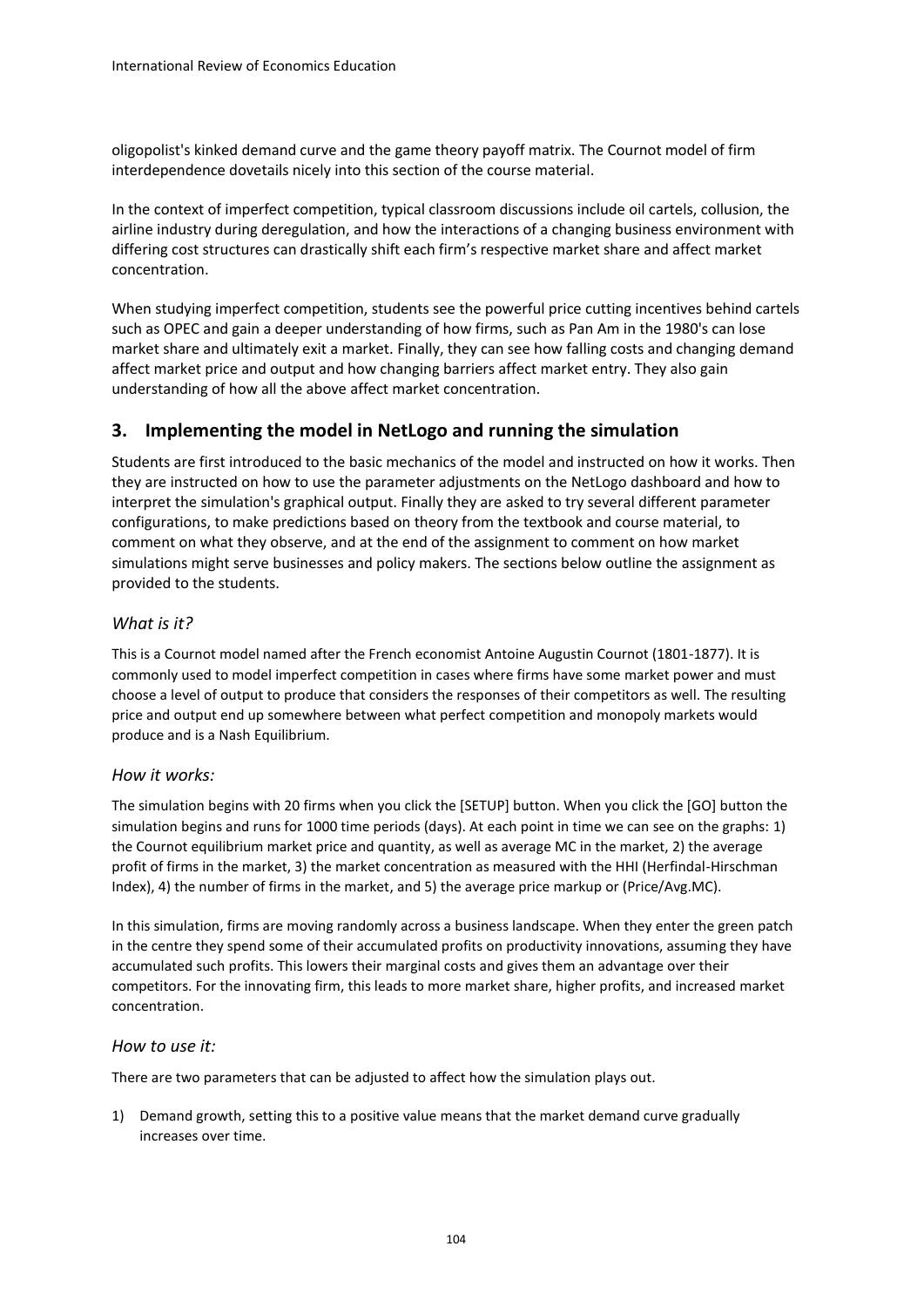oligopolist's kinked demand curve and the game theory payoff matrix. The Cournot model of firm interdependence dovetails nicely into this section of the course material.

In the context of imperfect competition, typical classroom discussions include oil cartels, collusion, the airline industry during deregulation, and how the interactions of a changing business environment with differing cost structures can drastically shift each firm's respective market share and affect market concentration.

When studying imperfect competition, students see the powerful price cutting incentives behind cartels such as OPEC and gain a deeper understanding of how firms, such as Pan Am in the 1980's can lose market share and ultimately exit a market. Finally, they can see how falling costs and changing demand affect market price and output and how changing barriers affect market entry. They also gain understanding of how all the above affect market concentration.

## 3. Implementing the model in NetLogo and running the simulation

Students are first introduced to the basic mechanics of the model and instructed on how it works. Then they are instructed on how to use the parameter adjustments on the NetLogo dashboard and how to interpret the simulation's graphical output. Finally they are asked to try several different parameter configurations, to make predictions based on theory from the textbook and course material, to comment on what they observe, and at the end of the assignment to comment on how market simulations might serve businesses and policy makers. The sections below outline the assignment as provided to the students.

### *What is it?*

This is a Cournot model named after the French economist Antoine Augustin Cournot (1801-1877). It is commonly used to model imperfect competition in cases where firms have some market power and must choose a level of output to produce that considers the responses of their competitors as well. The resulting price and output end up somewhere between what perfect competition and monopoly markets would produce and is a Nash Equilibrium.

### *How it works:*

The simulation begins with 20 firms when you click the [SETUP] button. When you click the [GO] button the simulation begins and runs for 1000 time periods (days). At each point in time we can see on the graphs: 1) the Cournot equilibrium market price and quantity, as well as average MC in the market, 2) the average profit of firms in the market, 3) the market concentration as measured with the HHI (Herfindal-Hirschman Index), 4) the number of firms in the market, and 5) the average price markup or (Price/Avg.MC).

In this simulation, firms are moving randomly across a business landscape. When they enter the green patch in the centre they spend some of their accumulated profits on productivity innovations, assuming they have accumulated such profits. This lowers their marginal costs and gives them an advantage over their competitors. For the innovating firm, this leads to more market share, higher profits, and increased market concentration.

### *How to use it:*

There are two parameters that can be adjusted to affect how the simulation plays out.

1) Demand growth, setting this to a positive value means that the market demand curve gradually increases over time.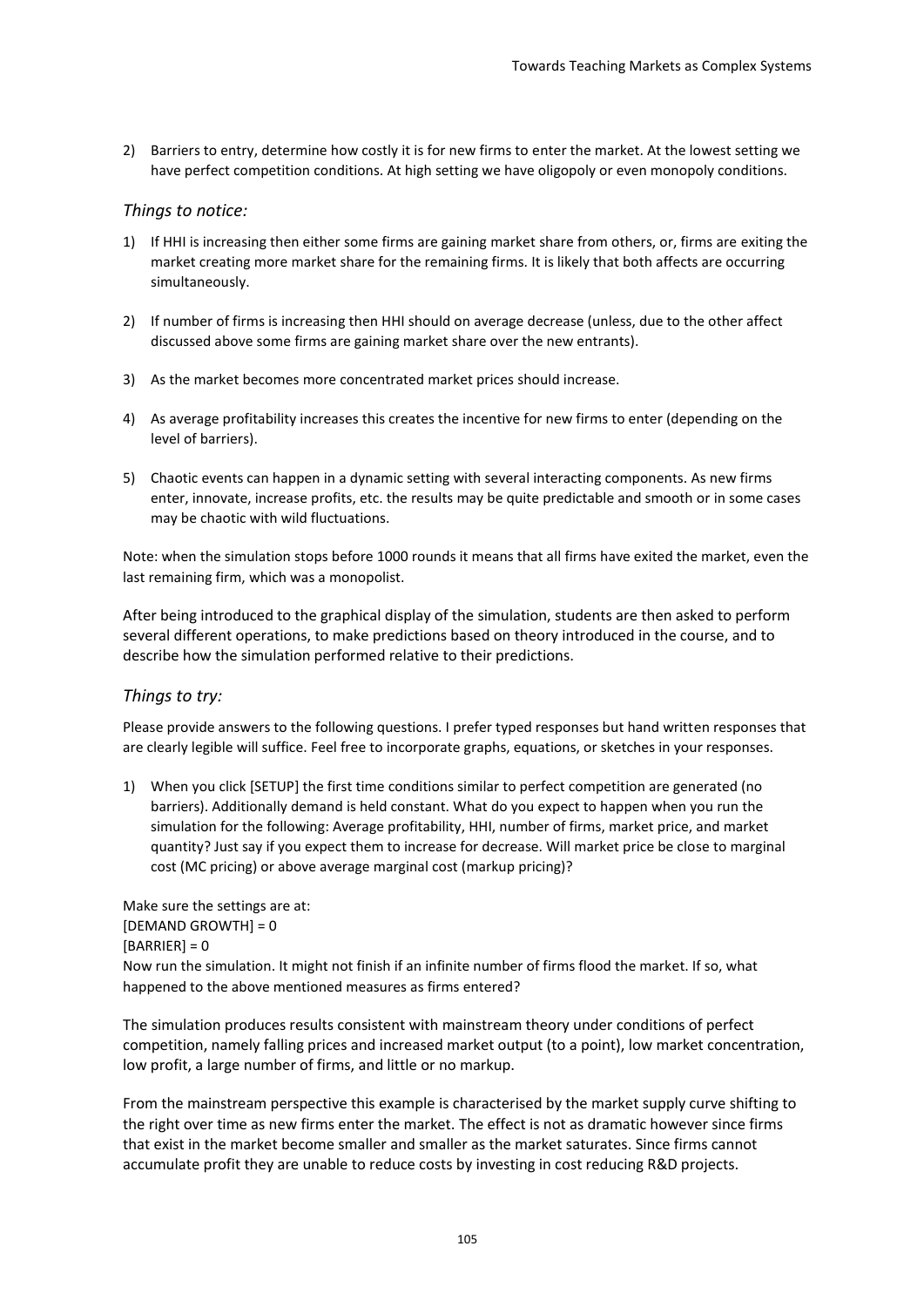2) Barriers to entry, determine how costly it is for new firms to enter the market. At the lowest setting we have perfect competition conditions. At high setting we have oligopoly or even monopoly conditions.

### *Things to notice:*

1) If HHI is increasing then either some firms are gaining market share from others, or, firms are exiting the market creating more market share for the remaining firms. It is likely that both affects are occurring simultaneously.

2) If number of firms is increasing then HHI should on average decrease (unless, due to the other affect discussed above some firms are gaining market share over the new entrants).

3) As the market becomes more concentrated market prices should increase.

4) As average profitability increases this creates the incentive for new firms to enter (depending on the level of barriers).

5) Chaotic events can happen in a dynamic setting with several interacting components. As new firms enter, innovate, increase profits, etc. the results may be quite predictable and smooth or in some cases may be chaotic with wild fluctuations.

Note: when the simulation stops before 1000 rounds it means that all firms have exited the market, even the last remaining firm, which was a monopolist.

After being introduced to the graphical display of the simulation, students are then asked to perform several different operations, to make predictions based on theory introduced in the course, and to describe how the simulation performed relative to their predictions.

### *Things to try:*

Please provide answers to the following questions. I prefer typed responses but hand written responses that are clearly legible will suffice. Feel free to incorporate graphs, equations, or sketches in your responses.

1) When you click [SETUP] the first time conditions similar to perfect competition are generated (no barriers). Additionally demand is held constant. What do you expect to happen when you run the simulation for the following: Average profitability, HHI, number of firms, market price, and market quantity? Just say if you expect them to increase for decrease. Will market price be close to marginal cost (MC pricing) or above average marginal cost (markup pricing)?

Make sure the settings are at:
[DEMAND GROWTH] = 0
[BARRIER] = 0
Now run the simulation. It might not finish if an infinite number of firms flood the market. If so, what happened to the above mentioned measures as firms entered?

The simulation produces results consistent with mainstream theory under conditions of perfect competition, namely falling prices and increased market output (to a point), low market concentration, low profit, a large number of firms, and little or no markup.

From the mainstream perspective this example is characterised by the market supply curve shifting to the right over time as new firms enter the market. The effect is not as dramatic however since firms that exist in the market become smaller and smaller as the market saturates. Since firms cannot accumulate profit they are unable to reduce costs by investing in cost reducing R&D projects.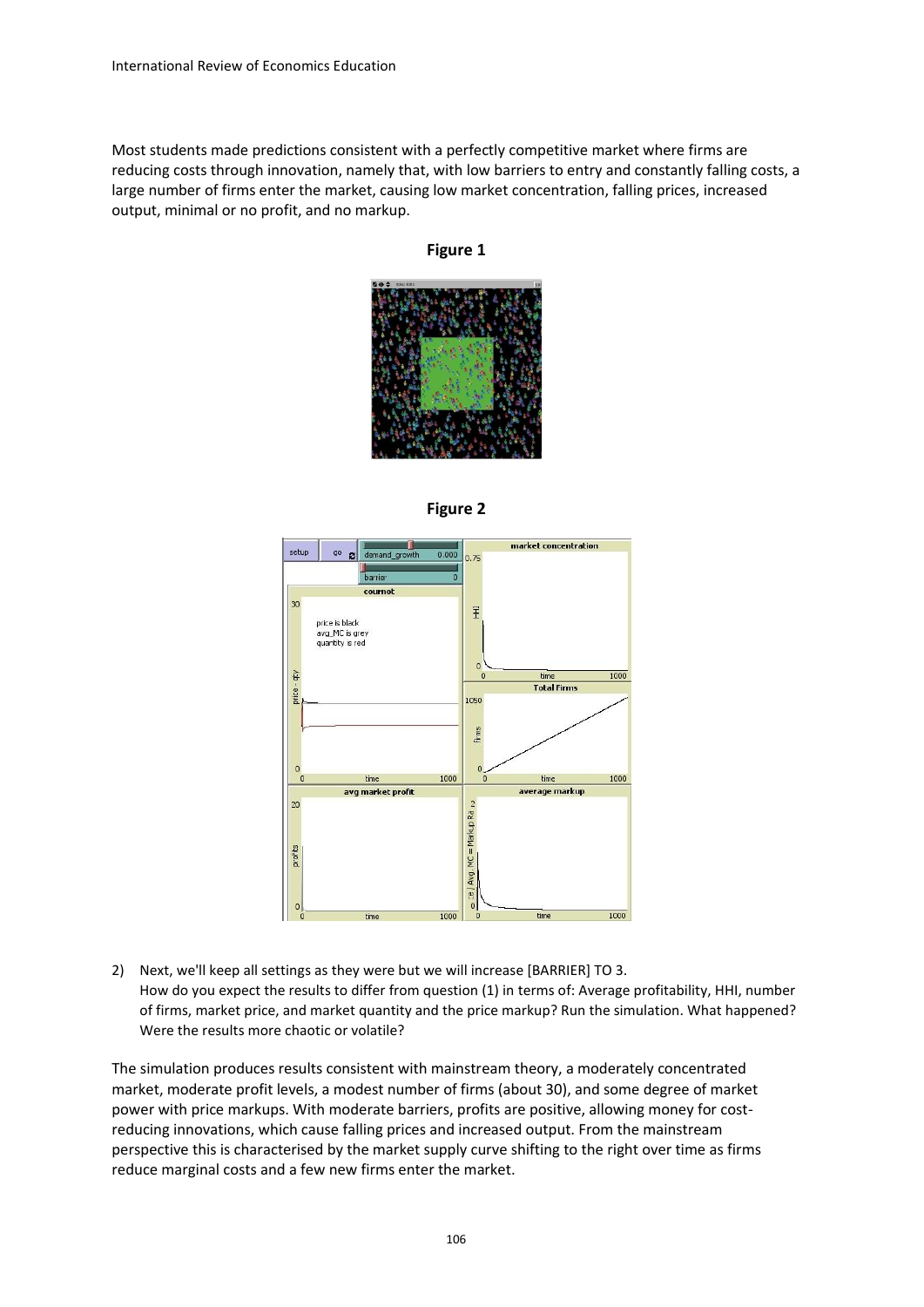Most students made predictions consistent with a perfectly competitive market where firms are reducing costs through innovation, namely that, with low barriers to entry and constantly falling costs, a large number of firms enter the market, causing low market concentration, falling prices, increased output, minimal or no profit, and no markup.

**Figure 1**

**Figure 2**

2) Next, we'll keep all settings as they were but we will increase [BARRIER] TO 3.
   How do you expect the results to differ from question (1) in terms of: Average profitability, HHI, number of firms, market price, and market quantity and the price markup? Run the simulation. What happened? Were the results more chaotic or volatile?

The simulation produces results consistent with mainstream theory, a moderately concentrated market, moderate profit levels, a modest number of firms (about 30), and some degree of market power with price markups. With moderate barriers, profits are positive, allowing money for cost-reducing innovations, which cause falling prices and increased output. From the mainstream perspective this is characterised by the market supply curve shifting to the right over time as firms reduce marginal costs and a few new firms enter the market.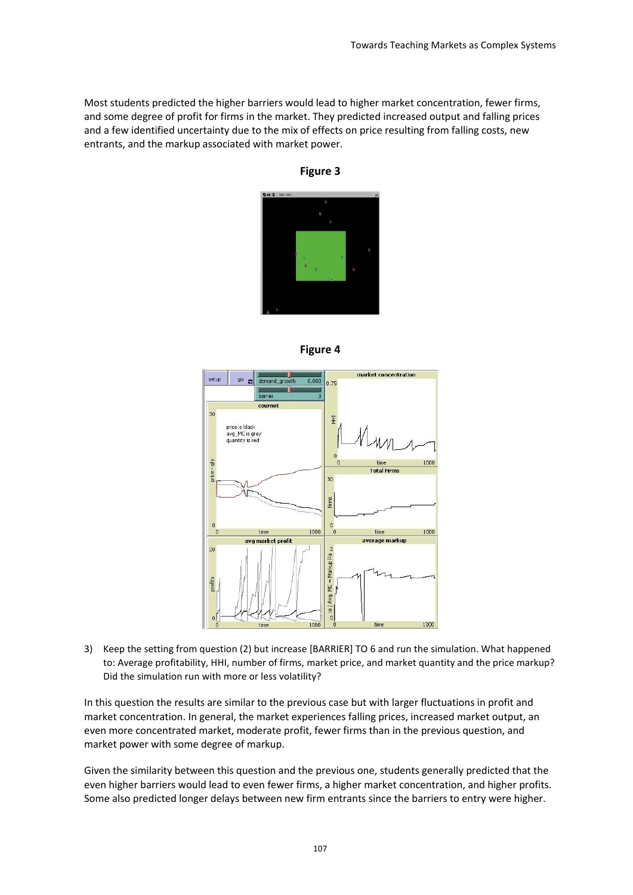Most students predicted the higher barriers would lead to higher market concentration, fewer firms, and some degree of profit for firms in the market. They predicted increased output and falling prices and a few identified uncertainty due to the mix of effects on price resulting from falling costs, new entrants, and the markup associated with market power.

**Figure 3**

**Figure 4**

3) Keep the setting from question (2) but increase [BARRIER] TO 6 and run the simulation. What happened to: Average profitability, HHI, number of firms, market price, and market quantity and the price markup? Did the simulation run with more or less volatility?

In this question the results are similar to the previous case but with larger fluctuations in profit and market concentration. In general, the market experiences falling prices, increased market output, an even more concentrated market, moderate profit, fewer firms than in the previous question, and market power with some degree of markup.

Given the similarity between this question and the previous one, students generally predicted that the even higher barriers would lead to even fewer firms, a higher market concentration, and higher profits. Some also predicted longer delays between new firm entrants since the barriers to entry were higher.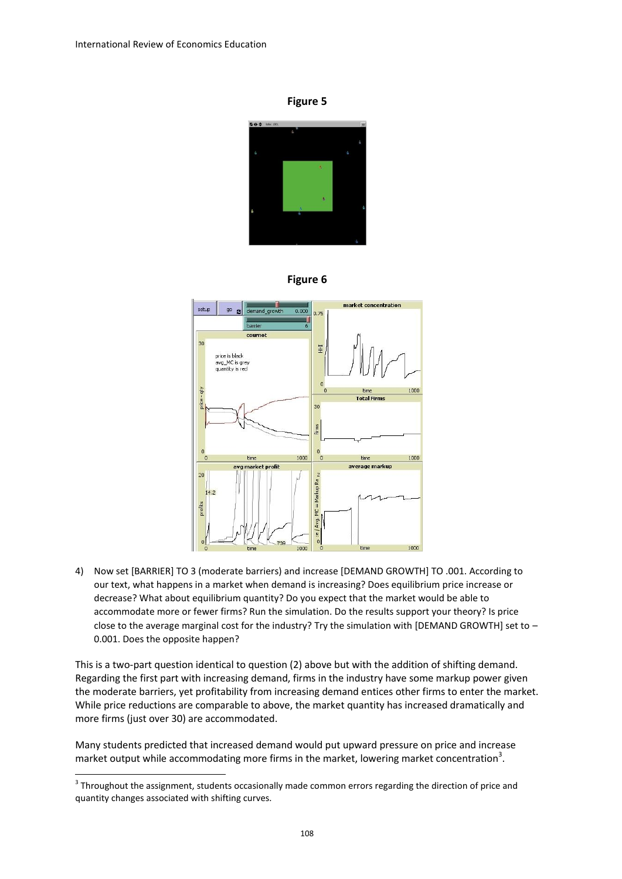**Figure 5**

**Figure 6**

4) Now set [BARRIER] TO 3 (moderate barriers) and increase [DEMAND GROWTH] TO .001. According to our text, what happens in a market when demand is increasing? Does equilibrium price increase or decrease? What about equilibrium quantity? Do you expect that the market would be able to accommodate more or fewer firms? Run the simulation. Do the results support your theory? Is price close to the average marginal cost for the industry? Try the simulation with [DEMAND GROWTH] set to – 0.001. Does the opposite happen?

This is a two-part question identical to question (2) above but with the addition of shifting demand. Regarding the first part with increasing demand, firms in the industry have some markup power given the moderate barriers, yet profitability from increasing demand entices other firms to enter the market. While price reductions are comparable to above, the market quantity has increased dramatically and more firms (just over 30) are accommodated.

Many students predicted that increased demand would put upward pressure on price and increase market output while accommodating more firms in the market, lowering market concentration[3].

[3] Throughout the assignment, students occasionally made common errors regarding the direction of price and quantity changes associated with shifting curves.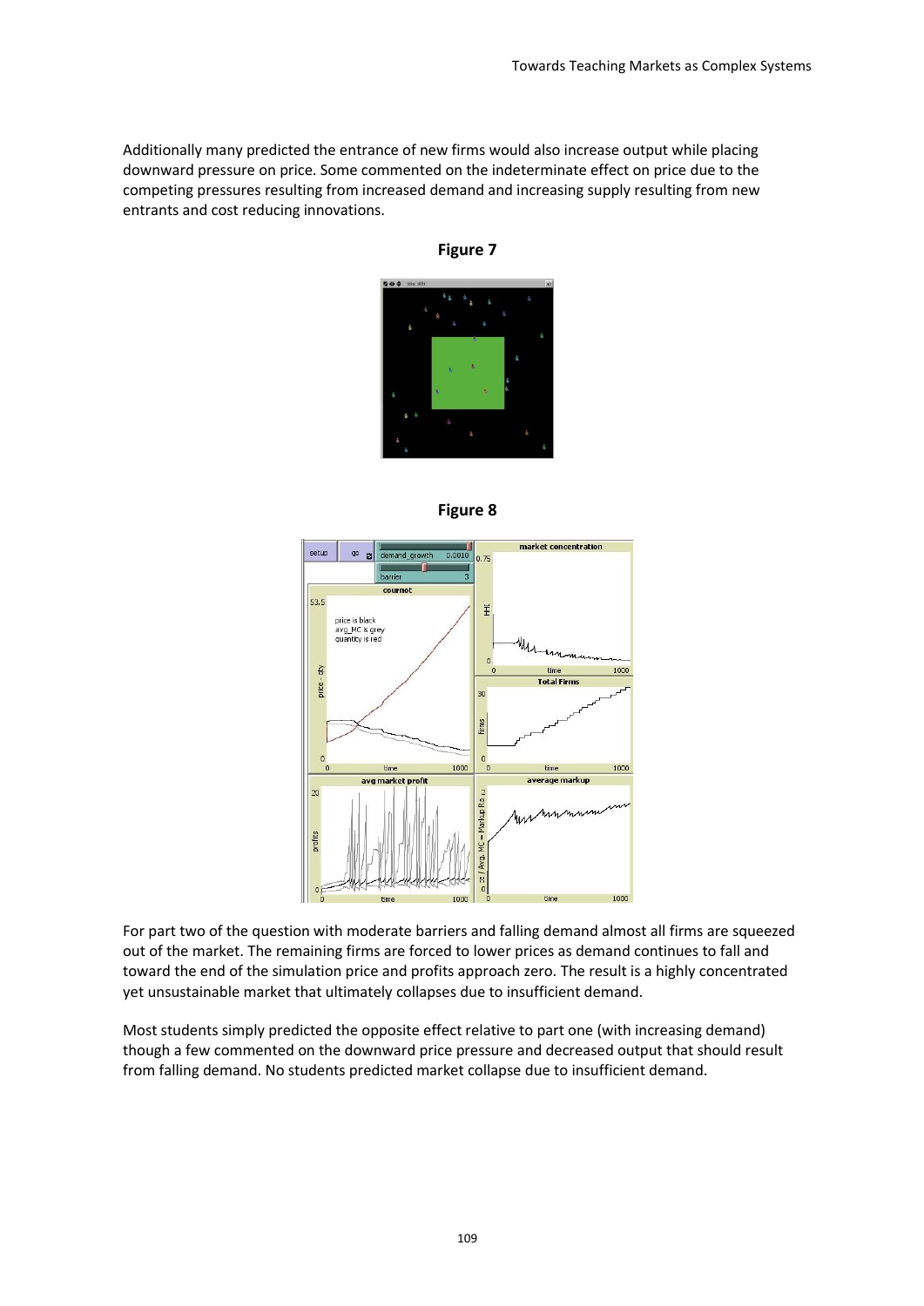Additionally many predicted the entrance of new firms would also increase output while placing downward pressure on price. Some commented on the indeterminate effect on price due to the competing pressures resulting from increased demand and increasing supply resulting from new entrants and cost reducing innovations.

**Figure 7**

**Figure 8**

For part two of the question with moderate barriers and falling demand almost all firms are squeezed out of the market. The remaining firms are forced to lower prices as demand continues to fall and toward the end of the simulation price and profits approach zero. The result is a highly concentrated yet unsustainable market that ultimately collapses due to insufficient demand.

Most students simply predicted the opposite effect relative to part one (with increasing demand) though a few commented on the downward price pressure and decreased output that should result from falling demand. No students predicted market collapse due to insufficient demand.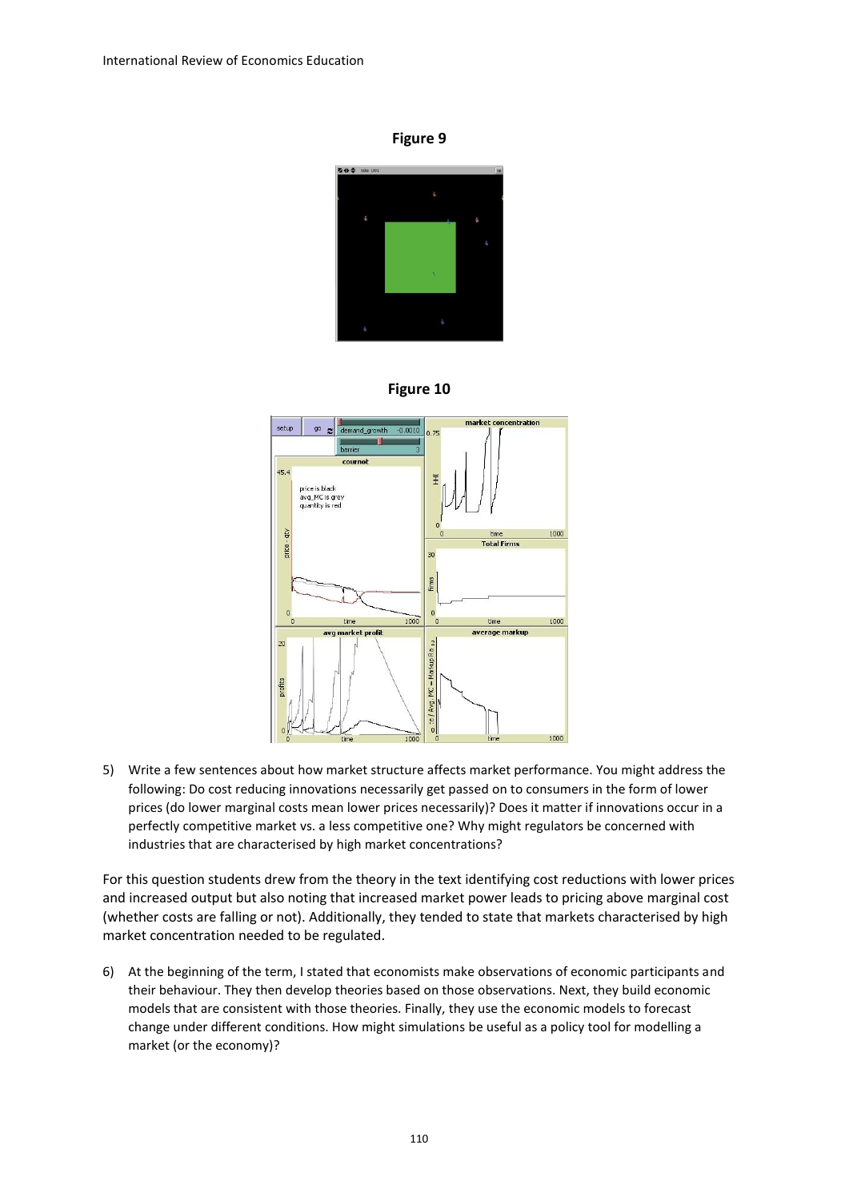**Figure 9**

**Figure 10**

5) Write a few sentences about how market structure affects market performance. You might address the following: Do cost reducing innovations necessarily get passed on to consumers in the form of lower prices (do lower marginal costs mean lower prices necessarily)? Does it matter if innovations occur in a perfectly competitive market vs. a less competitive one? Why might regulators be concerned with industries that are characterised by high market concentrations?

For this question students drew from the theory in the text identifying cost reductions with lower prices and increased output but also noting that increased market power leads to pricing above marginal cost (whether costs are falling or not). Additionally, they tended to state that markets characterised by high market concentration needed to be regulated.

6) At the beginning of the term, I stated that economists make observations of economic participants and their behaviour. They then develop theories based on those observations. Next, they build economic models that are consistent with those theories. Finally, they use the economic models to forecast change under different conditions. How might simulations be useful as a policy tool for modelling a market (or the economy)?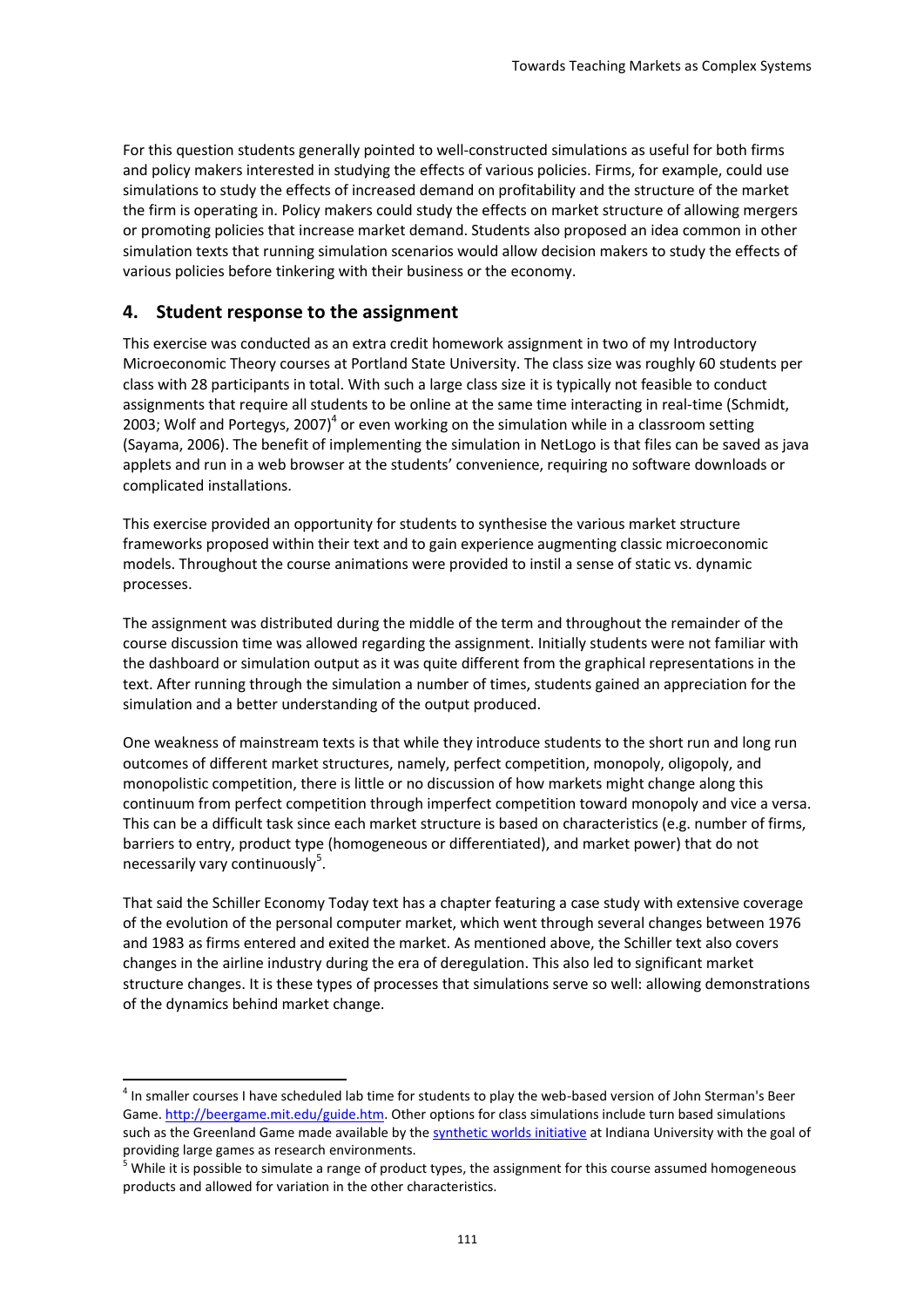For this question students generally pointed to well-constructed simulations as useful for both firms and policy makers interested in studying the effects of various policies. Firms, for example, could use simulations to study the effects of increased demand on profitability and the structure of the market the firm is operating in. Policy makers could study the effects on market structure of allowing mergers or promoting policies that increase market demand. Students also proposed an idea common in other simulation texts that running simulation scenarios would allow decision makers to study the effects of various policies before tinkering with their business or the economy.

## 4. Student response to the assignment

This exercise was conducted as an extra credit homework assignment in two of my Introductory Microeconomic Theory courses at Portland State University. The class size was roughly 60 students per class with 28 participants in total. With such a large class size it is typically not feasible to conduct assignments that require all students to be online at the same time interacting in real-time (Schmidt, 2003; Wolf and Portegys, 2007)[4] or even working on the simulation while in a classroom setting (Sayama, 2006). The benefit of implementing the simulation in NetLogo is that files can be saved as java applets and run in a web browser at the students' convenience, requiring no software downloads or complicated installations.

This exercise provided an opportunity for students to synthesise the various market structure frameworks proposed within their text and to gain experience augmenting classic microeconomic models. Throughout the course animations were provided to instil a sense of static vs. dynamic processes.

The assignment was distributed during the middle of the term and throughout the remainder of the course discussion time was allowed regarding the assignment. Initially students were not familiar with the dashboard or simulation output as it was quite different from the graphical representations in the text. After running through the simulation a number of times, students gained an appreciation for the simulation and a better understanding of the output produced.

One weakness of mainstream texts is that while they introduce students to the short run and long run outcomes of different market structures, namely, perfect competition, monopoly, oligopoly, and monopolistic competition, there is little or no discussion of how markets might change along this continuum from perfect competition through imperfect competition toward monopoly and vice a versa. This can be a difficult task since each market structure is based on characteristics (e.g. number of firms, barriers to entry, product type (homogeneous or differentiated), and market power) that do not necessarily vary continuously[5].

That said the Schiller Economy Today text has a chapter featuring a case study with extensive coverage of the evolution of the personal computer market, which went through several changes between 1976 and 1983 as firms entered and exited the market. As mentioned above, the Schiller text also covers changes in the airline industry during the era of deregulation. This also led to significant market structure changes. It is these types of processes that simulations serve so well: allowing demonstrations of the dynamics behind market change.

---

[4] In smaller courses I have scheduled lab time for students to play the web-based version of John Sterman's Beer Game. http://beergame.mit.edu/guide.htm. Other options for class simulations include turn based simulations such as the Greenland Game made available by the synthetic worlds initiative at Indiana University with the goal of providing large games as research environments.

[5] While it is possible to simulate a range of product types, the assignment for this course assumed homogeneous products and allowed for variation in the other characteristics.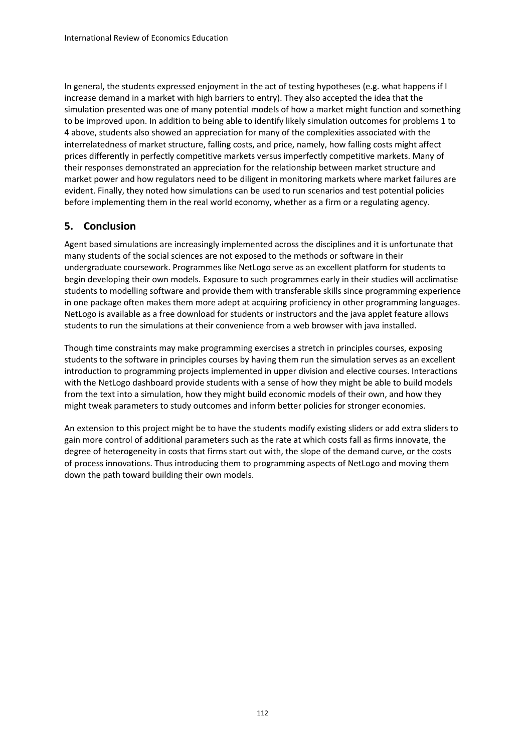In general, the students expressed enjoyment in the act of testing hypotheses (e.g. what happens if I increase demand in a market with high barriers to entry). They also accepted the idea that the simulation presented was one of many potential models of how a market might function and something to be improved upon. In addition to being able to identify likely simulation outcomes for problems 1 to 4 above, students also showed an appreciation for many of the complexities associated with the interrelatedness of market structure, falling costs, and price, namely, how falling costs might affect prices differently in perfectly competitive markets versus imperfectly competitive markets. Many of their responses demonstrated an appreciation for the relationship between market structure and market power and how regulators need to be diligent in monitoring markets where market failures are evident. Finally, they noted how simulations can be used to run scenarios and test potential policies before implementing them in the real world economy, whether as a firm or a regulating agency.

## 5. Conclusion

Agent based simulations are increasingly implemented across the disciplines and it is unfortunate that many students of the social sciences are not exposed to the methods or software in their undergraduate coursework. Programmes like NetLogo serve as an excellent platform for students to begin developing their own models. Exposure to such programmes early in their studies will acclimatise students to modelling software and provide them with transferable skills since programming experience in one package often makes them more adept at acquiring proficiency in other programming languages. NetLogo is available as a free download for students or instructors and the java applet feature allows students to run the simulations at their convenience from a web browser with java installed.

Though time constraints may make programming exercises a stretch in principles courses, exposing students to the software in principles courses by having them run the simulation serves as an excellent introduction to programming projects implemented in upper division and elective courses. Interactions with the NetLogo dashboard provide students with a sense of how they might be able to build models from the text into a simulation, how they might build economic models of their own, and how they might tweak parameters to study outcomes and inform better policies for stronger economies.

An extension to this project might be to have the students modify existing sliders or add extra sliders to gain more control of additional parameters such as the rate at which costs fall as firms innovate, the degree of heterogeneity in costs that firms start out with, the slope of the demand curve, or the costs of process innovations. Thus introducing them to programming aspects of NetLogo and moving them down the path toward building their own models.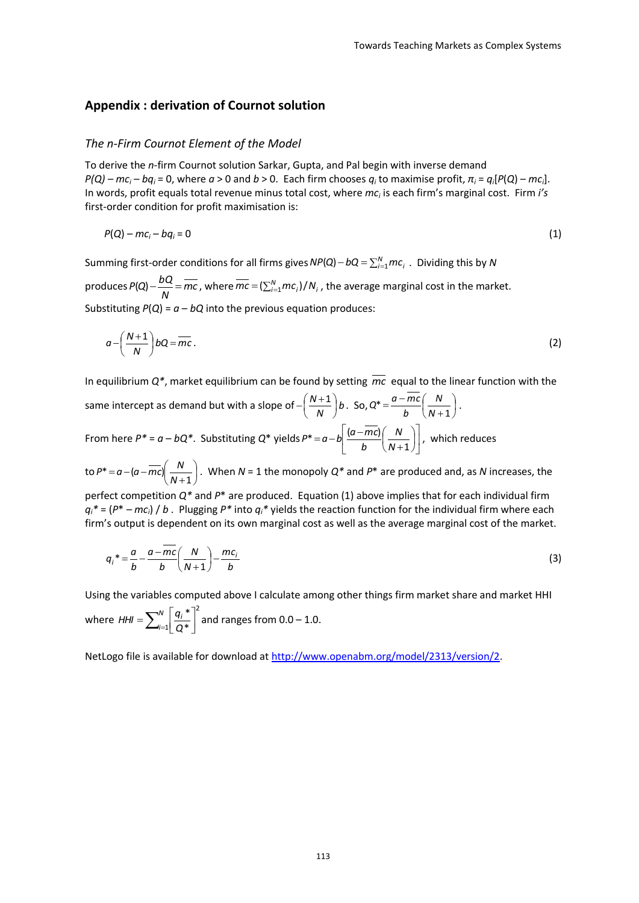## Appendix : derivation of Cournot solution

### *The n-Firm Cournot Element of the Model*

To derive the *n*-firm Cournot solution Sarkar, Gupta, and Pal begin with inverse demand $P(Q) - mc_i - bq_i = 0$, where $a > 0$ and $b > 0$. Each firm chooses $q_i$ to maximise profit, $\pi_i = q_i[P(Q) - mc_i]$. In words, profit equals total revenue minus total cost, where $mc_i$ is each firm's marginal cost. Firm *i's* first-order condition for profit maximisation is:

$$P(Q) - mc_i - bq_i = 0 \tag{1}$$

Summing first-order conditions for all firms gives $NP(Q) - bQ = \sum_{i=1}^{N} mc_i$ . Dividing this by $N$ produces $P(Q) - \frac{bQ}{N} = \overline{mc}$, where $\overline{mc} = (\sum_{i=1}^{N} mc_i)/N_i$ , the average marginal cost in the market. Substituting $P(Q) = a - bQ$ into the previous equation produces:

$$a - \left(\frac{N+1}{N}\right) bQ = \overline{mc}. \tag{2}$$

In equilibrium $Q^*$, market equilibrium can be found by setting $\overline{mc}$ equal to the linear function with the same intercept as demand but with a slope of $-\left(\frac{N+1}{N}\right)b$. So, $Q^* = \frac{a - \overline{mc}}{b}\left(\frac{N}{N+1}\right)$.

From here $P^* = a - bQ^*$. Substituting $Q^*$ yields $P^* = a - b\left[\frac{(a - \overline{mc})}{b}\left(\frac{N}{N+1}\right)\right]$, which reduces to $P^* = a - (a - \overline{mc})\left(\frac{N}{N+1}\right)$. When $N = 1$ the monopoly $Q^*$ and $P^*$ are produced and, as $N$ increases, the perfect competition $Q^*$ and $P^*$ are produced. Equation (1) above implies that for each individual firm $q_i^* = (P^* - mc_i) / b$ . Plugging $P^*$ into $q_i^*$ yields the reaction function for the individual firm where each firm's output is dependent on its own marginal cost as well as the average marginal cost of the market.

$$q_i^* = \frac{a}{b} - \frac{a - \overline{mc}}{b}\left(\frac{N}{N+1}\right) - \frac{mc_i}{b} \tag{3}$$

Using the variables computed above I calculate among other things firm market share and market HHI where $HHI = \sum_{i=1}^{N}\left[\frac{q_i^*}{Q^*}\right]^2$ and ranges from 0.0 – 1.0.

NetLogo file is available for download at http://www.openabm.org/model/2313/version/2.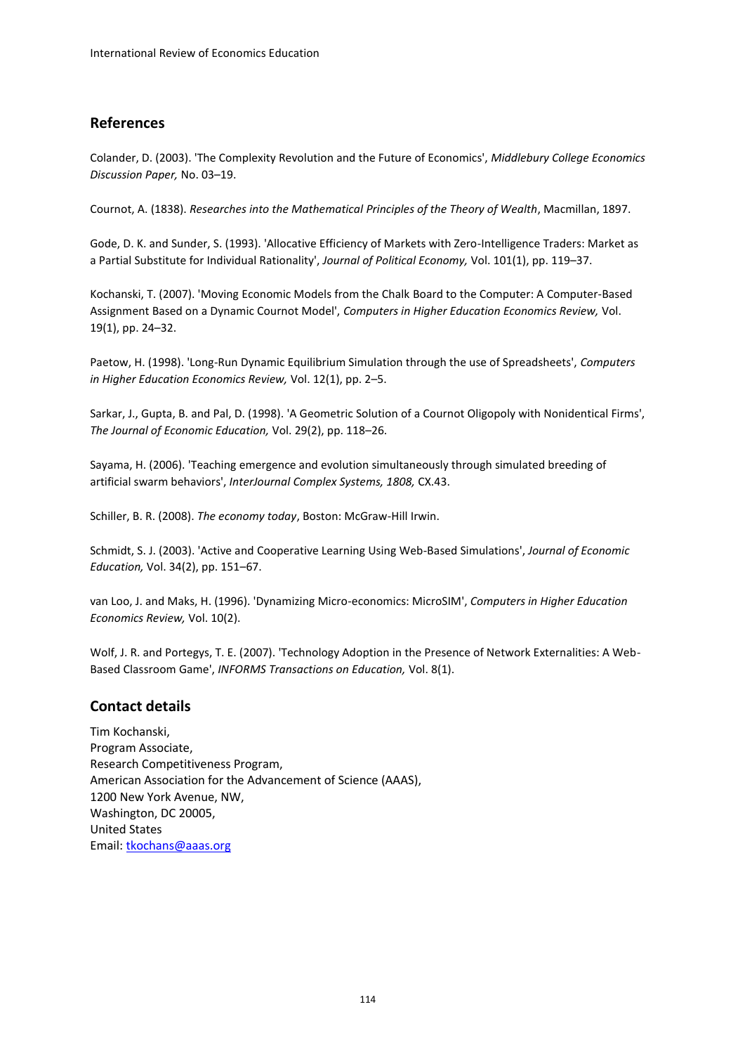## References

Colander, D. (2003). 'The Complexity Revolution and the Future of Economics', *Middlebury College Economics Discussion Paper,* No. 03–19.

Cournot, A. (1838). *Researches into the Mathematical Principles of the Theory of Wealth*, Macmillan, 1897.

Gode, D. K. and Sunder, S. (1993). 'Allocative Efficiency of Markets with Zero-Intelligence Traders: Market as a Partial Substitute for Individual Rationality', *Journal of Political Economy,* Vol. 101(1), pp. 119–37.

Kochanski, T. (2007). 'Moving Economic Models from the Chalk Board to the Computer: A Computer-Based Assignment Based on a Dynamic Cournot Model', *Computers in Higher Education Economics Review,* Vol. 19(1), pp. 24–32.

Paetow, H. (1998). 'Long-Run Dynamic Equilibrium Simulation through the use of Spreadsheets', *Computers in Higher Education Economics Review,* Vol. 12(1), pp. 2–5.

Sarkar, J., Gupta, B. and Pal, D. (1998). 'A Geometric Solution of a Cournot Oligopoly with Nonidentical Firms', *The Journal of Economic Education,* Vol. 29(2), pp. 118–26.

Sayama, H. (2006). 'Teaching emergence and evolution simultaneously through simulated breeding of artificial swarm behaviors', *InterJournal Complex Systems, 1808,* CX.43.

Schiller, B. R. (2008). *The economy today*, Boston: McGraw-Hill Irwin.

Schmidt, S. J. (2003). 'Active and Cooperative Learning Using Web-Based Simulations', *Journal of Economic Education,* Vol. 34(2), pp. 151–67.

van Loo, J. and Maks, H. (1996). 'Dynamizing Micro-economics: MicroSIM', *Computers in Higher Education Economics Review,* Vol. 10(2).

Wolf, J. R. and Portegys, T. E. (2007). 'Technology Adoption in the Presence of Network Externalities: A Web-Based Classroom Game', *INFORMS Transactions on Education,* Vol. 8(1).

## Contact details

Tim Kochanski,
Program Associate,
Research Competitiveness Program,
American Association for the Advancement of Science (AAAS),
1200 New York Avenue, NW,
Washington, DC 20005,
United States
Email: tkochans@aaas.org